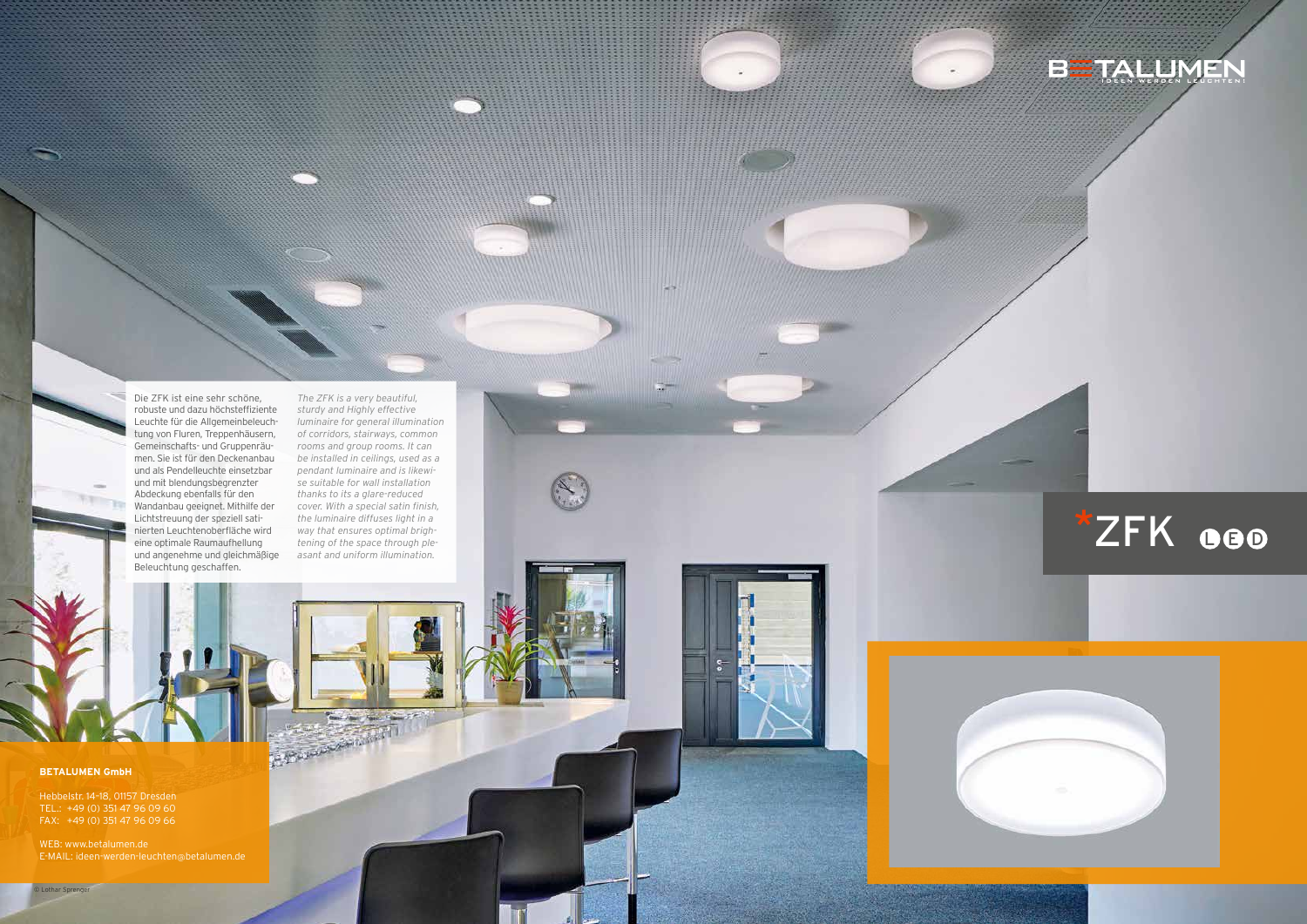BETALUMEN
IDEEN WERDEN LEUCHTEN!

# *ZFK LED

Die ZFK ist eine sehr schöne, robuste und dazu höchsteffiziente Leuchte für die Allgemeinbeleuchtung von Fluren, Treppenhäusern, Gemeinschafts- und Gruppenräumen. Sie ist für den Deckenanbau und als Pendelleuchte einsetzbar und mit blendungsbegrenzter Abdeckung ebenfalls für den Wandanbau geeignet. Mithilfe der Lichtstreuung der speziell satinierten Leuchtenoberfläche wird eine optimale Raumaufhellung und angenehme und gleichmäßige Beleuchtung geschaffen.

*The ZFK is a very beautiful, sturdy and Highly effective luminaire for general illumination of corridors, stairways, common rooms and group rooms. It can be installed in ceilings, used as a pendant luminaire and is likewise suitable for wall installation thanks to its a glare-reduced cover. With a special satin finish, the luminaire diffuses light in a way that ensures optimal brightening of the space through pleasant and uniform illumination.*

**BETALUMEN GmbH**

Hebbelstr. 14-18, 01157 Dresden
TEL.: +49 (0) 351 47 96 09 60
FAX: +49 (0) 351 47 96 09 66

WEB: www.betalumen.de
E-MAIL: ideen-werden-leuchten@betalumen.de

© Lothar Sprenger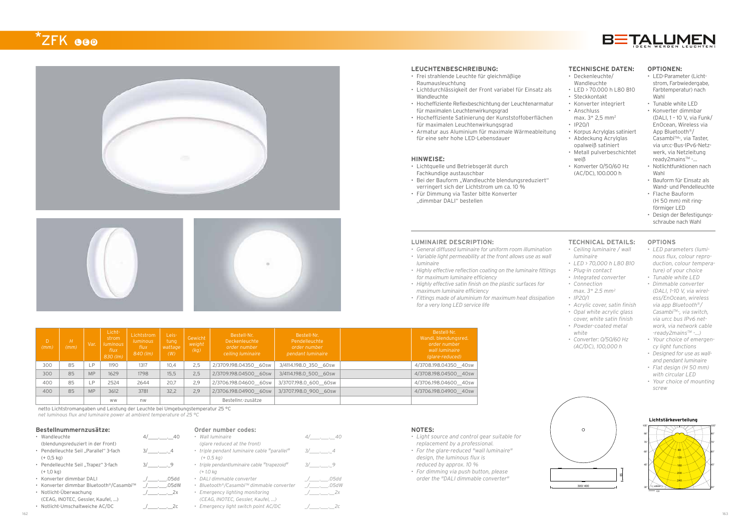# *ZFK LED

BETALUMEN
IDEEN WERDEN LEUCHTEN!

## LEUCHTENBESCHREIBUNG:

- Frei strahlende Leuchte für gleichmäßige Raumausleuchtung
- Lichtdurchlässigkeit der Front variabel für Einsatz als Wandleuchte
- Hocheffiziente Reflexbeschichtung der Leuchtenarmatur für maximalen Leuchtenwirkungsgrad
- Hocheffiziente Satinierung der Kunststoffoberflächen für maximalen Leuchtenwirkungsgrad
- Armatur aus Aluminium für maximale Wärmeableitung für eine sehr hohe LED-Lebensdauer

## HINWEISE:

- Lichtquelle und Betriebsgerät durch Fachkundige austauschbar
- Bei der Bauform „Wandleuchte blendungsreduziert" verringert sich der Lichtstrom um ca. 10 %
- Für Dimmung via Taster bitte Konverter „dimmbar DALI" bestellen

## TECHNISCHE DATEN:

- Deckenleuchte/ Wandleuchte
- LED > 70.000 h L80 B10
- Steckkontakt
- Konverter integriert
- Anschluss max. 3* 2,5 mm²
- IP20/I
- Korpus Acrylglas satiniert
- Abdeckung Acrylglas opalweiß satiniert
- Metall pulverbeschichtet weiß
- Konverter 0/50/60 Hz (AC/DC), 100.000 h

## OPTIONEN:

- LED-Parameter (Lichtstrom, Farbwiedergabe, Farbtemperatur) nach Wahl
- Tunable white LED
- Konverter dimmbar (DALI, 1 – 10 V, via Funk/ EnOcean, Wireless via App Bluetooth®/ Casambi™-, via Taster, via un:c-Bus-IPv6-Netzwerk, via Netzleitung ready2mains™ -…
- Notlichtfunktionen nach Wahl
- Bauform für Einsatz als Wand- und Pendelleuchte
- Flache Bauform (H 50 mm) mit ringförmiger LED
- Design der Befestigungsschraube nach Wahl

## LUMINAIRE DESCRIPTION:

- *General diffused luminaire for uniform room illumination*
- *Variable light permeability at the front allows use as wall luminaire*
- *Highly effective reflection coating on the luminaire fittings for maximum luminaire efficiency*
- *Highly effective satin finish on the plastic surfaces for maximum luminaire efficiency*
- *Fittings made of aluminium for maximum heat dissipation for a very long LED service life*

## TECHNICAL DETAILS:

- *Ceiling luminaire / wall luminaire*
- *LED > 70,000 h L80 B10*
- *Plug-in contact*
- *Integrated converter*
- *Connection max. 3* 2.5 mm²*
- *IP20/I*
- *Acrylic cover, satin finish*
- *Opal white acrylic glass cover, white satin finish*
- *Powder-coated metal white*
- *Converter: 0/50/60 Hz (AC/DC), 100,000 h*

## OPTIONS

- *LED parameters (luminous flux, colour reproduction, colour temperature) of your choice*
- *Tunable white LED*
- *Dimmable converter (DALI, 1–10 V, via wireless/EnOcean, wireless via app Bluetooth®/ Casambi™-, via switch, via un:c bus IPv6 network, via network cable -ready2mains™ -…)*
- *Your choice of emergency light functions*
- *Designed for use as wall- and pendant luminaire*
- *Flat design (H 50 mm) with circular LED*
- *Your choice of mounting screw*

| D (mm) | H (mm) | Var. | Lichtstrom *luminous flux* 830 (lm) | Lichtstrom *luminous flux* 840 (lm) | Leistung *wattage* (W) | Gewicht *weight* (kg) | Bestell-Nr. Deckenleuchte *order number ceiling luminaire* | Bestell-Nr. Pendelleuchte *order number pendant luminaire* | | Bestell-Nr. Wandl. blendungsred. *order number wall luminaire (glare-reduced)* |
|---|---|---|---|---|---|---|---|---|---|---|
| 300 | 85 | LP | 1190 | 1317 | 10,4 | 2,5 | 2/3709.198.04350__60sw | 3/4114.198.0_350__60sw | | 4/3708.198.04350__40sw |
| 300 | 85 | MP | 1629 | 1798 | 15,5 | 2,5 | 2/3709.198.04500__60sw | 3/4114.198.0_500__60sw | | 4/3708.198.04500__40sw |
| 400 | 85 | LP | 2524 | 2644 | 20,7 | 2,9 | 2/3706.198.04600__60sw | 3/3707.198.0_600__60sw | | 4/3706.198.04600__40sw |
| 400 | 85 | MP | 3612 | 3781 | 32,2 | 2,9 | 2/3706.198.04900__60sw | 3/3707.198.0_900__60sw | | 4/3706.198.04900__40sw |
| | | | ww | nw | | | Bestellnr.-zusätze | | | |

netto Lichtstromangaben und Leistung der Leuchte bei Umgebungstemperatur 25 °C
*net luminous flux and luminaire power at ambient temperature of 25 °C*

## Bestellnummernzusätze:

| | |
|---|---|
| • Wandleuchte (blendungsreduziert in der Front) | 4/____.___._40 |
| • Pendelleuchte Seil „Parallel" 3-fach (+ 0,5 kg) | 3/____.___._4 |
| • Pendelleuchte Seil „Trapez" 3-fach (+ 1,0 kg) | 3/____.___._9 |
| • Konverter dimmbar DALI | _/____.___.05dd |
| • Konverter dimmbar Bluetooth®/Casambi™ | _/____.___.05dW |
| • Notlicht-Überwachung (CEAG, INOTEC, Gessler, Kaufel, …) | _/____.___._2x |
| • Notlicht-Umschaltweiche AC/DC | _/____.___._2c |

## Order number codes:

| | |
|---|---|
| • *Wall luminaire (glare reduced at the front)* | *4/____.___._40* |
| • *triple pendant luminaire cable "parallel" (+ 0.5 kg)* | *3/____.___._4* |
| • *triple pendantluminaire cable "trapezoid" (+1,0 kg* | *3/____.___._9* |
| • *DALI dimmable converter* | *_/____.___.05dd* |
| • *Bluetooth®/Casambi™ dimmable converter* | *_/____.___.05dW* |
| • *Emergency lighting monitoring (CEAG, INOTEC, Gessler, Kaufel, …)* | *_/____.___._2x* |
| • *Emergency light switch point AC/DC* | *_/____.___._2c* |

## NOTES:

- *Light source and control gear suitable for replacement by a professional.*
- *For the glare-reduced "wall luminaire" design, the luminous flux is reduced by approx. 10 %*
- *For dimming via push button, please order the "DALI dimmable converter"*

85
300/ 400

Lichtstärkeverteilung